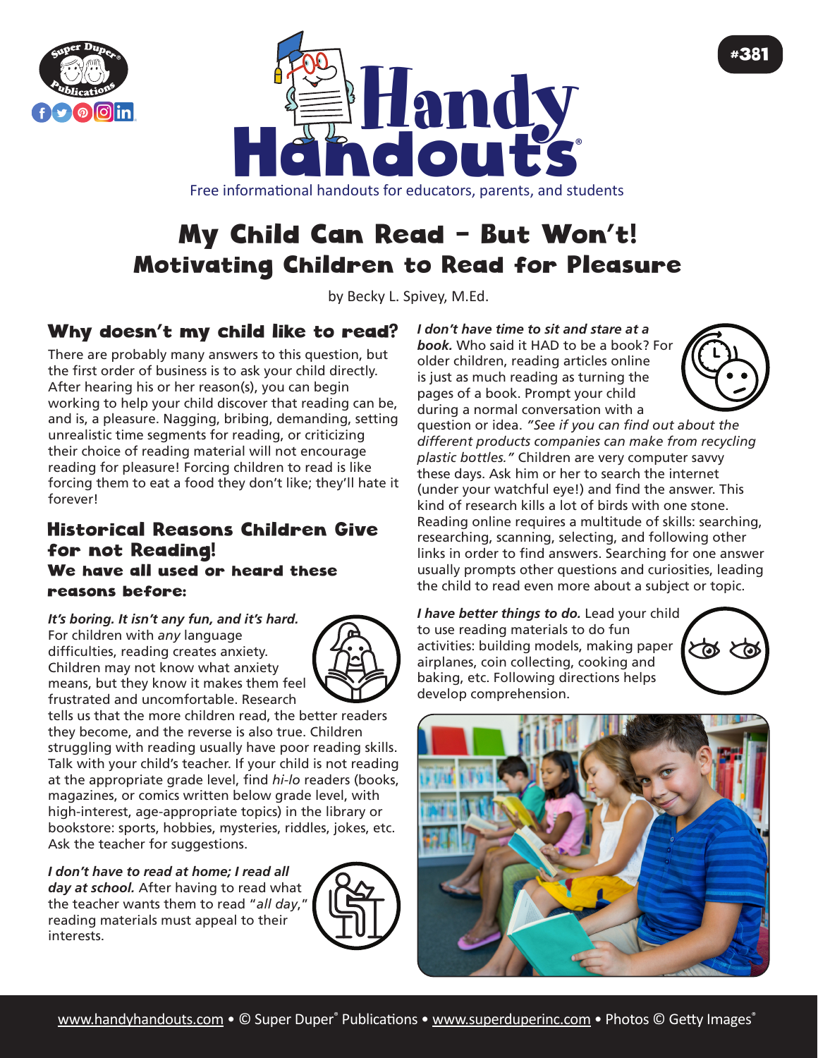# My Child Can Read – But Won't!
## Motivating Children to Read for Pleasure

by Becky L. Spivey, M.Ed.

### Why doesn't my child like to read?

There are probably many answers to this question, but the first order of business is to ask your child directly. After hearing his or her reason(s), you can begin working to help your child discover that reading can be, and is, a pleasure. Nagging, bribing, demanding, setting unrealistic time segments for reading, or criticizing their choice of reading material will not encourage reading for pleasure! Forcing children to read is like forcing them to eat a food they don't like; they'll hate it forever!

### Historical Reasons Children Give for not Reading!

#### We have all used or heard these reasons before:

***It's boring. It isn't any fun, and it's hard.*** For children with *any* language difficulties, reading creates anxiety. Children may not know what anxiety means, but they know it makes them feel frustrated and uncomfortable. Research tells us that the more children read, the better readers they become, and the reverse is also true. Children struggling with reading usually have poor reading skills. Talk with your child's teacher. If your child is not reading at the appropriate grade level, find *hi-lo* readers (books, magazines, or comics written below grade level, with high-interest, age-appropriate topics) in the library or bookstore: sports, hobbies, mysteries, riddles, jokes, etc. Ask the teacher for suggestions.

***I don't have to read at home; I read all day at school.*** After having to read what the teacher wants them to read "*all day*," reading materials must appeal to their interests.

***I don't have time to sit and stare at a book.*** Who said it HAD to be a book? For older children, reading articles online is just as much reading as turning the pages of a book. Prompt your child during a normal conversation with a question or idea. *"See if you can find out about the different products companies can make from recycling plastic bottles."* Children are very computer savvy these days. Ask him or her to search the internet (under your watchful eye!) and find the answer. This kind of research kills a lot of birds with one stone. Reading online requires a multitude of skills: searching, researching, scanning, selecting, and following other links in order to find answers. Searching for one answer usually prompts other questions and curiosities, leading the child to read even more about a subject or topic.

***I have better things to do.*** Lead your child to use reading materials to do fun activities: building models, making paper airplanes, coin collecting, cooking and baking, etc. Following directions helps develop comprehension.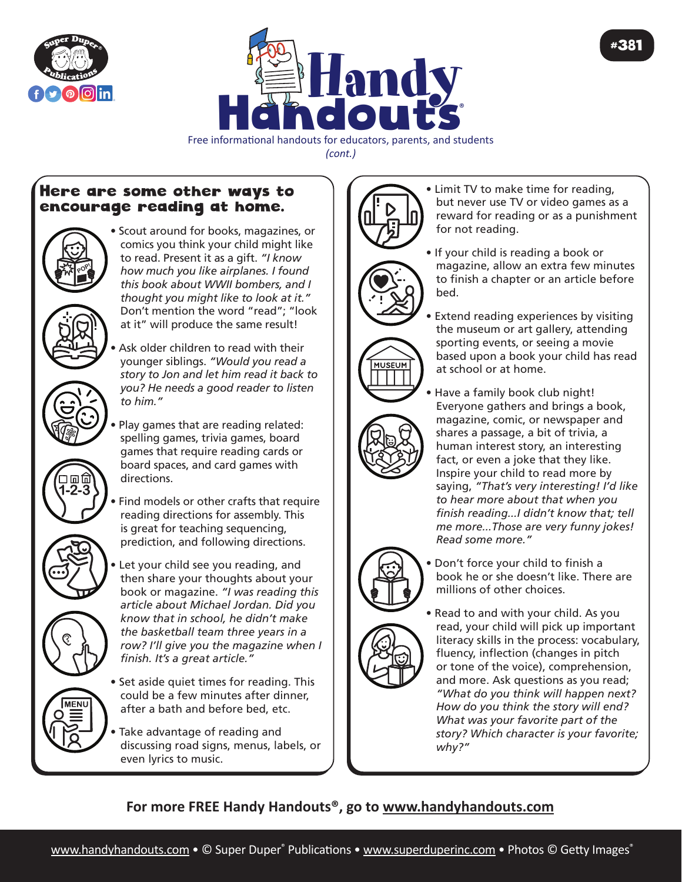*(cont.)*

## Here are some other ways to encourage reading at home.

- Scout around for books, magazines, or comics you think your child might like to read. Present it as a gift. *"I know how much you like airplanes. I found this book about WWII bombers, and I thought you might like to look at it."* Don't mention the word "read"; "look at it" will produce the same result!
- Ask older children to read with their younger siblings. *"Would you read a story to Jon and let him read it back to you? He needs a good reader to listen to him."*
- Play games that are reading related: spelling games, trivia games, board games that require reading cards or board spaces, and card games with directions.
- Find models or other crafts that require reading directions for assembly. This is great for teaching sequencing, prediction, and following directions.
- Let your child see you reading, and then share your thoughts about your book or magazine. *"I was reading this article about Michael Jordan. Did you know that in school, he didn't make the basketball team three years in a row? I'll give you the magazine when I finish. It's a great article."*
- Set aside quiet times for reading. This could be a few minutes after dinner, after a bath and before bed, etc.
- Take advantage of reading and discussing road signs, menus, labels, or even lyrics to music.
- Limit TV to make time for reading, but never use TV or video games as a reward for reading or as a punishment for not reading.
- If your child is reading a book or magazine, allow an extra few minutes to finish a chapter or an article before bed.
- Extend reading experiences by visiting the museum or art gallery, attending sporting events, or seeing a movie based upon a book your child has read at school or at home.
- Have a family book club night! Everyone gathers and brings a book, magazine, comic, or newspaper and shares a passage, a bit of trivia, a human interest story, an interesting fact, or even a joke that they like. Inspire your child to read more by saying, *"That's very interesting! I'd like to hear more about that when you finish reading...I didn't know that; tell me more...Those are very funny jokes! Read some more."*
- Don't force your child to finish a book he or she doesn't like. There are millions of other choices.
- Read to and with your child. As you read, your child will pick up important literacy skills in the process: vocabulary, fluency, inflection (changes in pitch or tone of the voice), comprehension, and more. Ask questions as you read; *"What do you think will happen next? How do you think the story will end? What was your favorite part of the story? Which character is your favorite; why?"*

**For more FREE Handy Handouts®, go to www.handyhandouts.com**